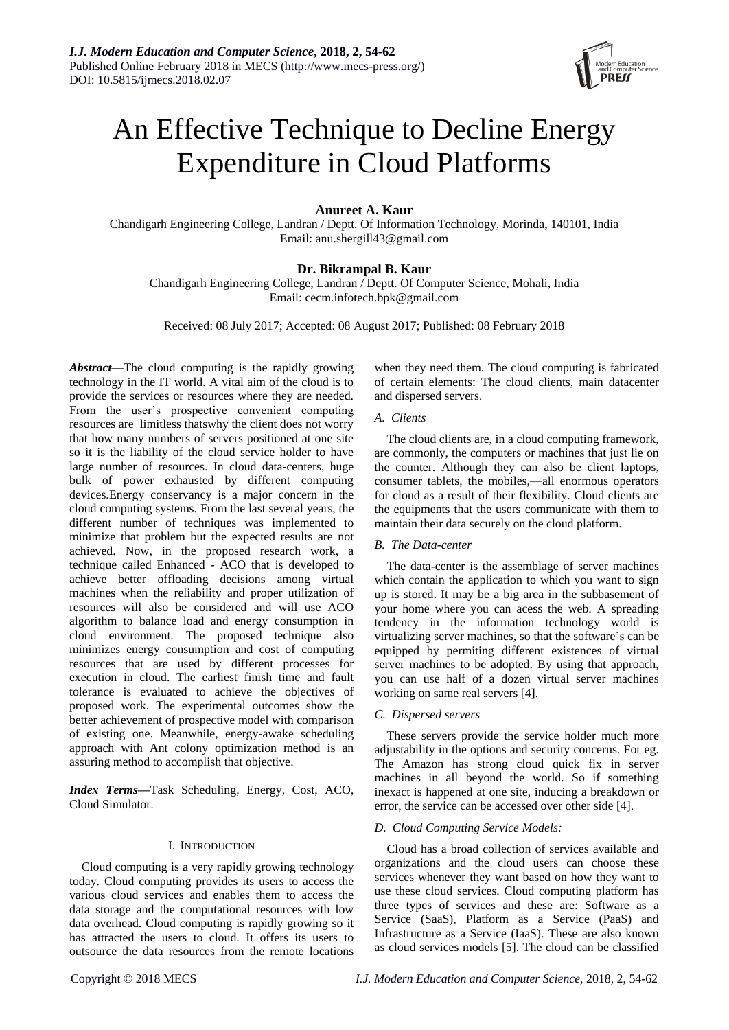# An Effective Technique to Decline Energy Expenditure in Cloud Platforms

**Anureet A. Kaur**

Chandigarh Engineering College, Landran / Deptt. Of Information Technology, Morinda, 140101, India
Email: anu.shergill43@gmail.com

**Dr. Bikrampal B. Kaur**

Chandigarh Engineering College, Landran / Deptt. Of Computer Science, Mohali, India
Email: cecm.infotech.bpk@gmail.com

Received: 08 July 2017; Accepted: 08 August 2017; Published: 08 February 2018

***Abstract*—**The cloud computing is the rapidly growing technology in the IT world. A vital aim of the cloud is to provide the services or resources where they are needed. From the user's prospective convenient computing resources are limitless thatswhy the client does not worry that how many numbers of servers positioned at one site so it is the liability of the cloud service holder to have large number of resources. In cloud data-centers, huge bulk of power exhausted by different computing devices.Energy conservancy is a major concern in the cloud computing systems. From the last several years, the different number of techniques was implemented to minimize that problem but the expected results are not achieved. Now, in the proposed research work, a technique called Enhanced - ACO that is developed to achieve better offloading decisions among virtual machines when the reliability and proper utilization of resources will also be considered and will use ACO algorithm to balance load and energy consumption in cloud environment. The proposed technique also minimizes energy consumption and cost of computing resources that are used by different processes for execution in cloud. The earliest finish time and fault tolerance is evaluated to achieve the objectives of proposed work. The experimental outcomes show the better achievement of prospective model with comparison of existing one. Meanwhile, energy-awake scheduling approach with Ant colony optimization method is an assuring method to accomplish that objective.

***Index Terms*—**Task Scheduling, Energy, Cost, ACO, Cloud Simulator.

## I. Introduction

Cloud computing is a very rapidly growing technology today. Cloud computing provides its users to access the various cloud services and enables them to access the data storage and the computational resources with low data overhead. Cloud computing is rapidly growing so it has attracted the users to cloud. It offers its users to outsource the data resources from the remote locations when they need them. The cloud computing is fabricated of certain elements: The cloud clients, main datacenter and dispersed servers.

### *A. Clients*

The cloud clients are, in a cloud computing framework, are commonly, the computers or machines that just lie on the counter. Although they can also be client laptops, consumer tablets, the mobiles,—all enormous operators for cloud as a result of their flexibility. Cloud clients are the equipments that the users communicate with them to maintain their data securely on the cloud platform.

### *B. The Data-center*

The data-center is the assemblage of server machines which contain the application to which you want to sign up is stored. It may be a big area in the subbasement of your home where you can acess the web. A spreading tendency in the information technology world is virtualizing server machines, so that the software's can be equipped by permiting different existences of virtual server machines to be adopted. By using that approach, you can use half of a dozen virtual server machines working on same real servers [4].

### *C. Dispersed servers*

These servers provide the service holder much more adjustability in the options and security concerns. For eg. The Amazon has strong cloud quick fix in server machines in all beyond the world. So if something inexact is happened at one site, inducing a breakdown or error, the service can be accessed over other side [4].

### *D. Cloud Computing Service Models:*

Cloud has a broad collection of services available and organizations and the cloud users can choose these services whenever they want based on how they want to use these cloud services. Cloud computing platform has three types of services and these are: Software as a Service (SaaS), Platform as a Service (PaaS) and Infrastructure as a Service (IaaS). These are also known as cloud services models [5]. The cloud can be classified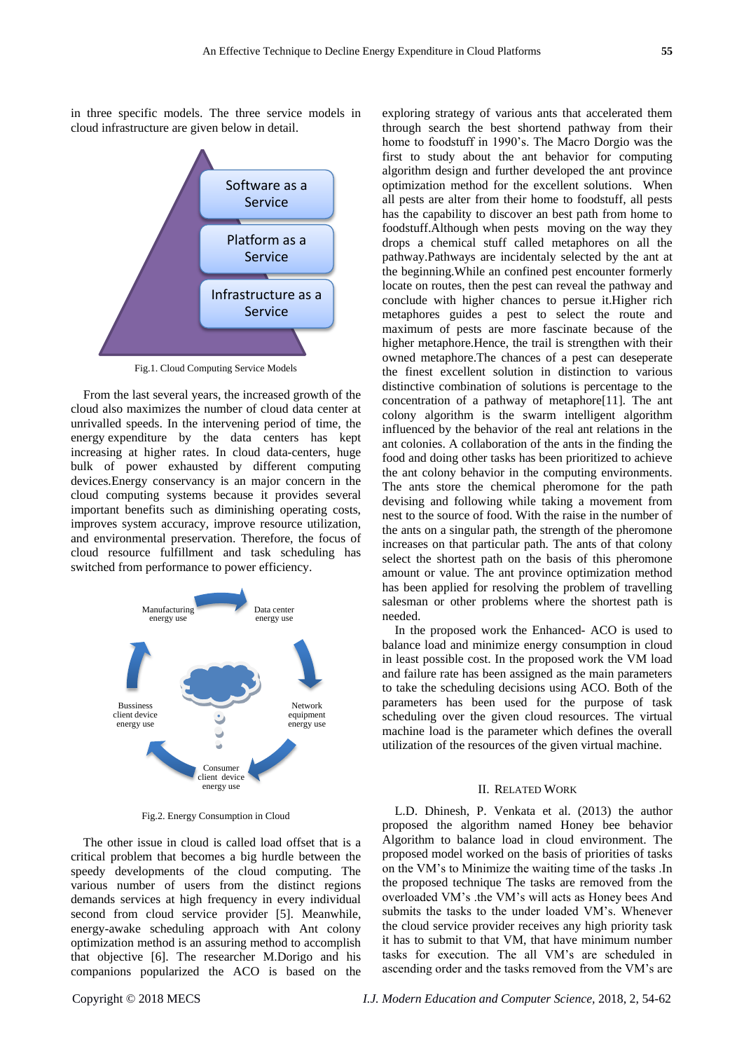in three specific models. The three service models in cloud infrastructure are given below in detail.

Fig.1. Cloud Computing Service Models

From the last several years, the increased growth of the cloud also maximizes the number of cloud data center at unrivalled speeds. In the intervening period of time, the energy expenditure by the data centers has kept increasing at higher rates. In cloud data-centers, huge bulk of power exhausted by different computing devices.Energy conservancy is an major concern in the cloud computing systems because it provides several important benefits such as diminishing operating costs, improves system accuracy, improve resource utilization, and environmental preservation. Therefore, the focus of cloud resource fulfillment and task scheduling has switched from performance to power efficiency.

Fig.2. Energy Consumption in Cloud

The other issue in cloud is called load offset that is a critical problem that becomes a big hurdle between the speedy developments of the cloud computing. The various number of users from the distinct regions demands services at high frequency in every individual second from cloud service provider [5]. Meanwhile, energy-awake scheduling approach with Ant colony optimization method is an assuring method to accomplish that objective [6]. The researcher M.Dorigo and his companions popularized the ACO is based on the exploring strategy of various ants that accelerated them through search the best shortend pathway from their home to foodstuff in 1990's. The Macro Dorgio was the first to study about the ant behavior for computing algorithm design and further developed the ant province optimization method for the excellent solutions. When all pests are alter from their home to foodstuff, all pests has the capability to discover an best path from home to foodstuff.Although when pests moving on the way they drops a chemical stuff called metaphores on all the pathway.Pathways are incidentaly selected by the ant at the beginning.While an confined pest encounter formerly locate on routes, then the pest can reveal the pathway and conclude with higher chances to persue it.Higher rich metaphores guides a pest to select the route and maximum of pests are more fascinate because of the higher metaphore.Hence, the trail is strengthen with their owned metaphore.The chances of a pest can deseperate the finest excellent solution in distinction to various distinctive combination of solutions is percentage to the concentration of a pathway of metaphore[11]. The ant colony algorithm is the swarm intelligent algorithm influenced by the behavior of the real ant relations in the ant colonies. A collaboration of the ants in the finding the food and doing other tasks has been prioritized to achieve the ant colony behavior in the computing environments. The ants store the chemical pheromone for the path devising and following while taking a movement from nest to the source of food. With the raise in the number of the ants on a singular path, the strength of the pheromone increases on that particular path. The ants of that colony select the shortest path on the basis of this pheromone amount or value. The ant province optimization method has been applied for resolving the problem of travelling salesman or other problems where the shortest path is needed.

In the proposed work the Enhanced- ACO is used to balance load and minimize energy consumption in cloud in least possible cost. In the proposed work the VM load and failure rate has been assigned as the main parameters to take the scheduling decisions using ACO. Both of the parameters has been used for the purpose of task scheduling over the given cloud resources. The virtual machine load is the parameter which defines the overall utilization of the resources of the given virtual machine.

## II. Related Work

L.D. Dhinesh, P. Venkata et al. (2013) the author proposed the algorithm named Honey bee behavior Algorithm to balance load in cloud environment. The proposed model worked on the basis of priorities of tasks on the VM's to Minimize the waiting time of the tasks .In the proposed technique The tasks are removed from the overloaded VM's .the VM's will acts as Honey bees And submits the tasks to the under loaded VM's. Whenever the cloud service provider receives any high priority task it has to submit to that VM, that have minimum number tasks for execution. The all VM's are scheduled in ascending order and the tasks removed from the VM's are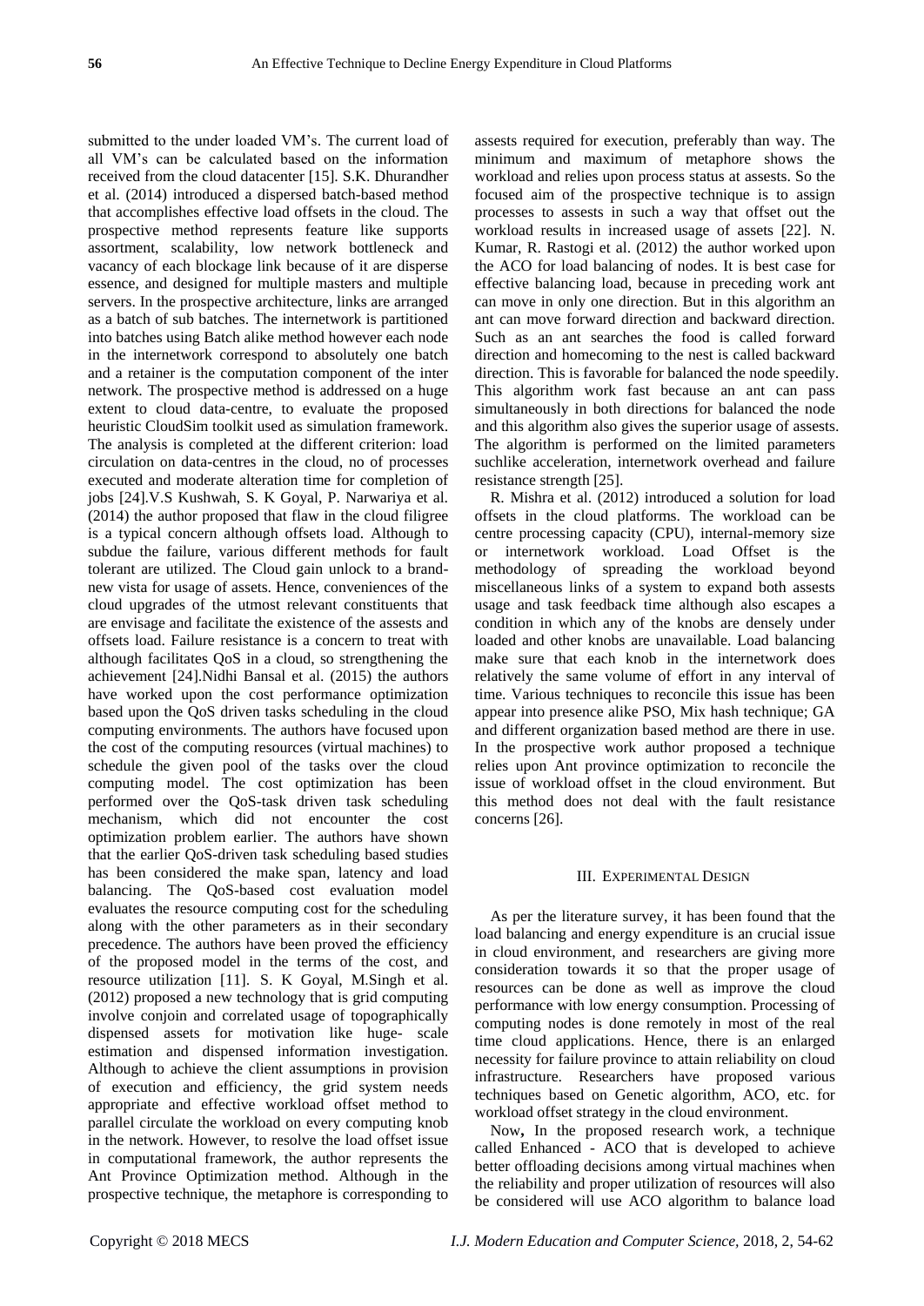submitted to the under loaded VM's. The current load of all VM's can be calculated based on the information received from the cloud datacenter [15]. S.K. Dhurandher et al. (2014) introduced a dispersed batch-based method that accomplishes effective load offsets in the cloud. The prospective method represents feature like supports assortment, scalability, low network bottleneck and vacancy of each blockage link because of it are disperse essence, and designed for multiple masters and multiple servers. In the prospective architecture, links are arranged as a batch of sub batches. The internetwork is partitioned into batches using Batch alike method however each node in the internetwork correspond to absolutely one batch and a retainer is the computation component of the inter network. The prospective method is addressed on a huge extent to cloud data-centre, to evaluate the proposed heuristic CloudSim toolkit used as simulation framework. The analysis is completed at the different criterion: load circulation on data-centres in the cloud, no of processes executed and moderate alteration time for completion of jobs [24].V.S Kushwah, S. K Goyal, P. Narwariya et al. (2014) the author proposed that flaw in the cloud filigree is a typical concern although offsets load. Although to subdue the failure, various different methods for fault tolerant are utilized. The Cloud gain unlock to a brand-new vista for usage of assets. Hence, conveniences of the cloud upgrades of the utmost relevant constituents that are envisage and facilitate the existence of the assests and offsets load. Failure resistance is a concern to treat with although facilitates QoS in a cloud, so strengthening the achievement [24].Nidhi Bansal et al. (2015) the authors have worked upon the cost performance optimization based upon the QoS driven tasks scheduling in the cloud computing environments. The authors have focused upon the cost of the computing resources (virtual machines) to schedule the given pool of the tasks over the cloud computing model. The cost optimization has been performed over the QoS-task driven task scheduling mechanism, which did not encounter the cost optimization problem earlier. The authors have shown that the earlier QoS-driven task scheduling based studies has been considered the make span, latency and load balancing. The QoS-based cost evaluation model evaluates the resource computing cost for the scheduling along with the other parameters as in their secondary precedence. The authors have been proved the efficiency of the proposed model in the terms of the cost, and resource utilization [11]. S. K Goyal, M.Singh et al. (2012) proposed a new technology that is grid computing involve conjoin and correlated usage of topographically dispensed assets for motivation like huge- scale estimation and dispensed information investigation. Although to achieve the client assumptions in provision of execution and efficiency, the grid system needs appropriate and effective workload offset method to parallel circulate the workload on every computing knob in the network. However, to resolve the load offset issue in computational framework, the author represents the Ant Province Optimization method. Although in the prospective technique, the metaphore is corresponding to assests required for execution, preferably than way. The minimum and maximum of metaphore shows the workload and relies upon process status at assests. So the focused aim of the prospective technique is to assign processes to assests in such a way that offset out the workload results in increased usage of assets [22]. N. Kumar, R. Rastogi et al. (2012) the author worked upon the ACO for load balancing of nodes. It is best case for effective balancing load, because in preceding work ant can move in only one direction. But in this algorithm an ant can move forward direction and backward direction. Such as an ant searches the food is called forward direction and homecoming to the nest is called backward direction. This is favorable for balanced the node speedily. This algorithm work fast because an ant can pass simultaneously in both directions for balanced the node and this algorithm also gives the superior usage of assests. The algorithm is performed on the limited parameters suchlike acceleration, internetwork overhead and failure resistance strength [25].

R. Mishra et al. (2012) introduced a solution for load offsets in the cloud platforms. The workload can be centre processing capacity (CPU), internal-memory size or internetwork workload. Load Offset is the methodology of spreading the workload beyond miscellaneous links of a system to expand both assests usage and task feedback time although also escapes a condition in which any of the knobs are densely under loaded and other knobs are unavailable. Load balancing make sure that each knob in the internetwork does relatively the same volume of effort in any interval of time. Various techniques to reconcile this issue has been appear into presence alike PSO, Mix hash technique; GA and different organization based method are there in use. In the prospective work author proposed a technique relies upon Ant province optimization to reconcile the issue of workload offset in the cloud environment. But this method does not deal with the fault resistance concerns [26].

## III. Experimental Design

As per the literature survey, it has been found that the load balancing and energy expenditure is an crucial issue in cloud environment, and researchers are giving more consideration towards it so that the proper usage of resources can be done as well as improve the cloud performance with low energy consumption. Processing of computing nodes is done remotely in most of the real time cloud applications. Hence, there is an enlarged necessity for failure province to attain reliability on cloud infrastructure. Researchers have proposed various techniques based on Genetic algorithm, ACO, etc. for workload offset strategy in the cloud environment.

Now**,** In the proposed research work, a technique called Enhanced - ACO that is developed to achieve better offloading decisions among virtual machines when the reliability and proper utilization of resources will also be considered will use ACO algorithm to balance load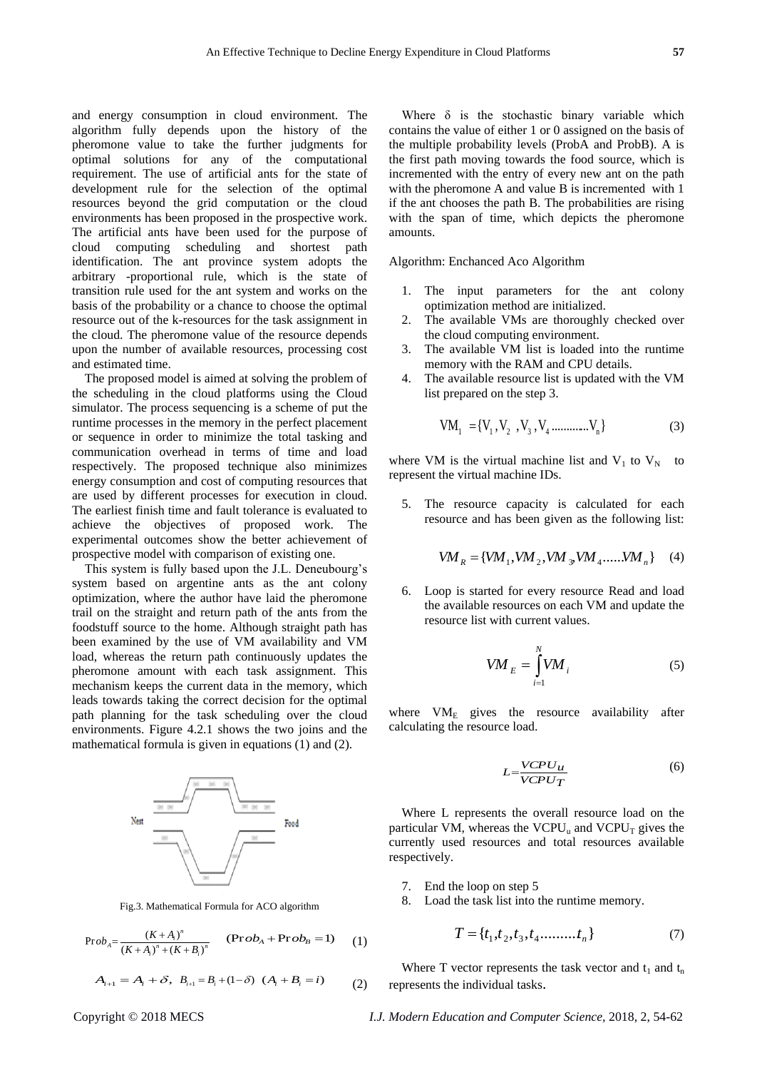and energy consumption in cloud environment. The algorithm fully depends upon the history of the pheromone value to take the further judgments for optimal solutions for any of the computational requirement. The use of artificial ants for the state of development rule for the selection of the optimal resources beyond the grid computation or the cloud environments has been proposed in the prospective work. The artificial ants have been used for the purpose of cloud computing scheduling and shortest path identification. The ant province system adopts the arbitrary -proportional rule, which is the state of transition rule used for the ant system and works on the basis of the probability or a chance to choose the optimal resource out of the k-resources for the task assignment in the cloud. The pheromone value of the resource depends upon the number of available resources, processing cost and estimated time.

The proposed model is aimed at solving the problem of the scheduling in the cloud platforms using the Cloud simulator. The process sequencing is a scheme of put the runtime processes in the memory in the perfect placement or sequence in order to minimize the total tasking and communication overhead in terms of time and load respectively. The proposed technique also minimizes energy consumption and cost of computing resources that are used by different processes for execution in cloud. The earliest finish time and fault tolerance is evaluated to achieve the objectives of proposed work. The experimental outcomes show the better achievement of prospective model with comparison of existing one.

This system is fully based upon the J.L. Deneubourg's system based on argentine ants as the ant colony optimization, where the author have laid the pheromone trail on the straight and return path of the ants from the foodstuff source to the home. Although straight path has been examined by the use of VM availability and VM load, whereas the return path continuously updates the pheromone amount with each task assignment. This mechanism keeps the current data in the memory, which leads towards taking the correct decision for the optimal path planning for the task scheduling over the cloud environments. Figure 4.2.1 shows the two joins and the mathematical formula is given in equations (1) and (2).

Fig.3. Mathematical Formula for ACO algorithm

$$Prob_A = \frac{(K+A_i)^n}{(K+A_i)^n + (K+B_i)^n} \qquad (Prob_A + Prob_B = 1) \qquad (1)$$

$$A_{i+1} = A_i + \delta, \; B_{i+1} = B_i + (1-\delta) \; (A_i + B_i = i) \qquad (2)$$

Where δ is the stochastic binary variable which contains the value of either 1 or 0 assigned on the basis of the multiple probability levels (ProbA and ProbB). A is the first path moving towards the food source, which is incremented with the entry of every new ant on the path with the pheromone A and value B is incremented with 1 if the ant chooses the path B. The probabilities are rising with the span of time, which depicts the pheromone amounts.

Algorithm: Enchanced Aco Algorithm

1. The input parameters for the ant colony optimization method are initialized.
2. The available VMs are thoroughly checked over the cloud computing environment.
3. The available VM list is loaded into the runtime memory with the RAM and CPU details.
4. The available resource list is updated with the VM list prepared on the step 3.

$$VM_1 = \{V_1, V_2, V_3, V_4 \ldots\ldots\ldots\ldots V_n\} \qquad (3)$$

where VM is the virtual machine list and $V_1$ to $V_N$ to represent the virtual machine IDs.

5. The resource capacity is calculated for each resource and has been given as the following list:

$$VM_R = \{VM_1, VM_2, VM_3, VM_4 \ldots\ldots VM_n\} \qquad (4)$$

6. Loop is started for every resource Read and load the available resources on each VM and update the resource list with current values.

$$VM_E = \int_{i=1}^{N} VM_i \qquad (5)$$

where $VM_E$ gives the resource availability after calculating the resource load.

$$L = \frac{VCPU_u}{VCPU_T} \qquad (6)$$

Where L represents the overall resource load on the particular VM, whereas the $VCPU_u$ and $VCPU_T$ gives the currently used resources and total resources available respectively.

7. End the loop on step 5
8. Load the task list into the runtime memory.

$$T = \{t_1, t_2, t_3, t_4 \ldots\ldots\ldots t_n\} \qquad (7)$$

Where T vector represents the task vector and $t_1$ and $t_n$ represents the individual tasks.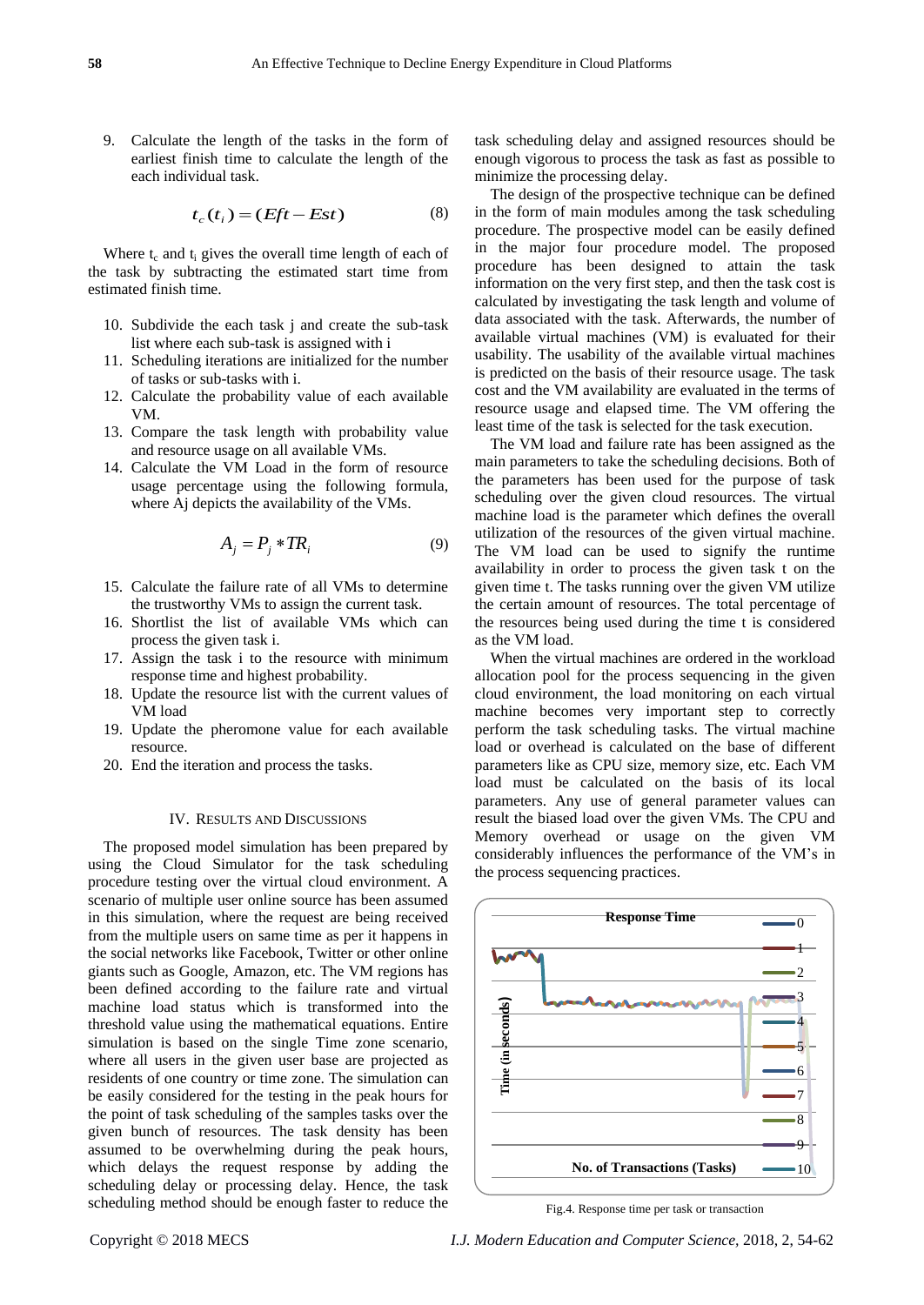9. Calculate the length of the tasks in the form of earliest finish time to calculate the length of the each individual task.

$$t_c(t_i) = (Eft - Est) \tag{8}$$

Where $t_c$ and $t_i$ gives the overall time length of each of the task by subtracting the estimated start time from estimated finish time.

10. Subdivide the each task j and create the sub-task list where each sub-task is assigned with i
11. Scheduling iterations are initialized for the number of tasks or sub-tasks with i.
12. Calculate the probability value of each available VM.
13. Compare the task length with probability value and resource usage on all available VMs.
14. Calculate the VM Load in the form of resource usage percentage using the following formula, where Aj depicts the availability of the VMs.

$$A_j = P_j * TR_i \tag{9}$$

15. Calculate the failure rate of all VMs to determine the trustworthy VMs to assign the current task.
16. Shortlist the list of available VMs which can process the given task i.
17. Assign the task i to the resource with minimum response time and highest probability.
18. Update the resource list with the current values of VM load
19. Update the pheromone value for each available resource.
20. End the iteration and process the tasks.

## IV. Results and Discussions

The proposed model simulation has been prepared by using the Cloud Simulator for the task scheduling procedure testing over the virtual cloud environment. A scenario of multiple user online source has been assumed in this simulation, where the request are being received from the multiple users on same time as per it happens in the social networks like Facebook, Twitter or other online giants such as Google, Amazon, etc. The VM regions has been defined according to the failure rate and virtual machine load status which is transformed into the threshold value using the mathematical equations. Entire simulation is based on the single Time zone scenario, where all users in the given user base are projected as residents of one country or time zone. The simulation can be easily considered for the testing in the peak hours for the point of task scheduling of the samples tasks over the given bunch of resources. The task density has been assumed to be overwhelming during the peak hours, which delays the request response by adding the scheduling delay or processing delay. Hence, the task scheduling method should be enough faster to reduce the task scheduling delay and assigned resources should be enough vigorous to process the task as fast as possible to minimize the processing delay.

The design of the prospective technique can be defined in the form of main modules among the task scheduling procedure. The prospective model can be easily defined in the major four procedure model. The proposed procedure has been designed to attain the task information on the very first step, and then the task cost is calculated by investigating the task length and volume of data associated with the task. Afterwards, the number of available virtual machines (VM) is evaluated for their usability. The usability of the available virtual machines is predicted on the basis of their resource usage. The task cost and the VM availability are evaluated in the terms of resource usage and elapsed time. The VM offering the least time of the task is selected for the task execution.

The VM load and failure rate has been assigned as the main parameters to take the scheduling decisions. Both of the parameters has been used for the purpose of task scheduling over the given cloud resources. The virtual machine load is the parameter which defines the overall utilization of the resources of the given virtual machine. The VM load can be used to signify the runtime availability in order to process the given task t on the given time t. The tasks running over the given VM utilize the certain amount of resources. The total percentage of the resources being used during the time t is considered as the VM load.

When the virtual machines are ordered in the workload allocation pool for the process sequencing in the given cloud environment, the load monitoring on each virtual machine becomes very important step to correctly perform the task scheduling tasks. The virtual machine load or overhead is calculated on the base of different parameters like as CPU size, memory size, etc. Each VM load must be calculated on the basis of its local parameters. Any use of general parameter values can result the biased load over the given VMs. The CPU and Memory overhead or usage on the given VM considerably influences the performance of the VM's in the process sequencing practices.

Fig.4. Response time per task or transaction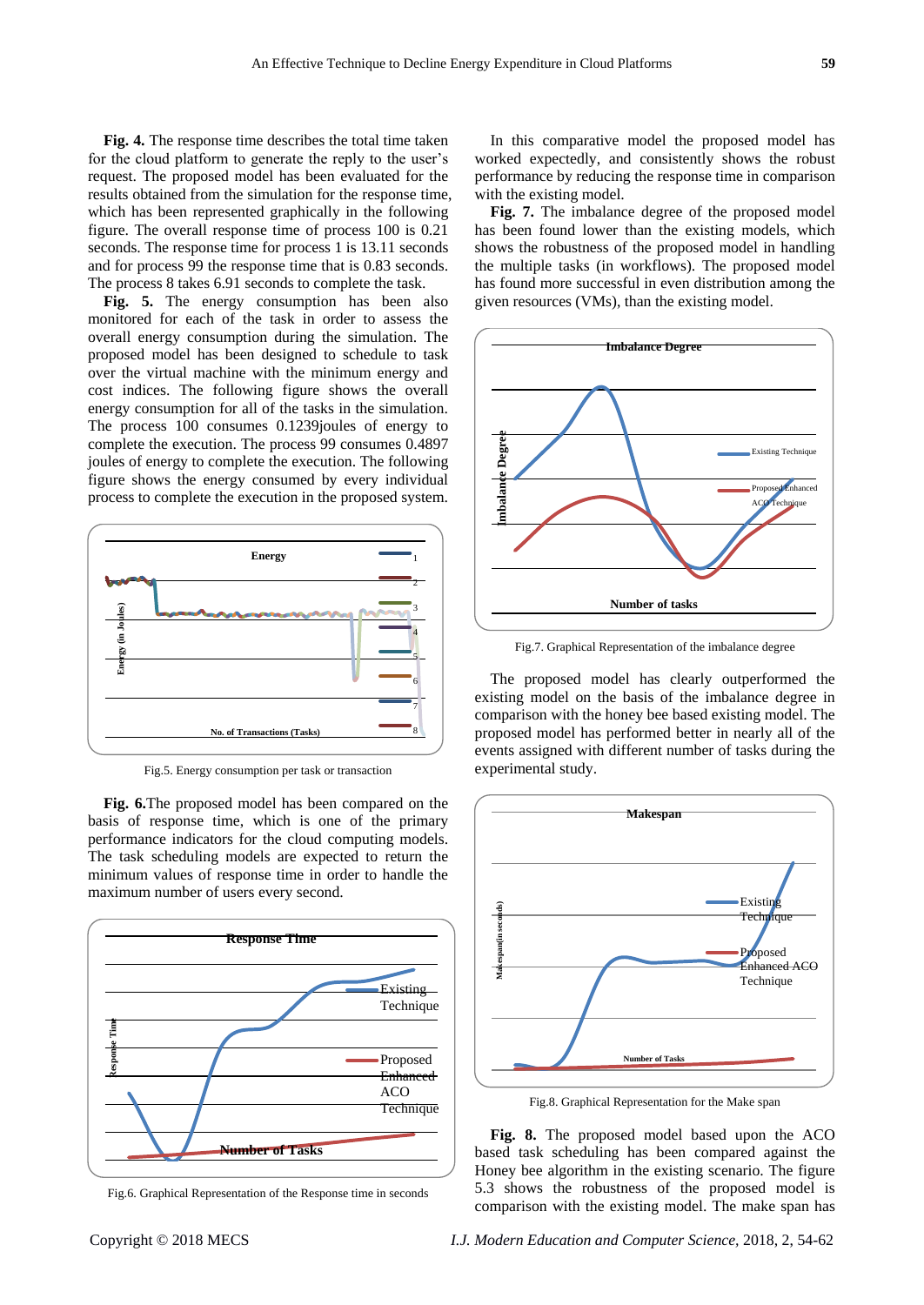**Fig. 4.** The response time describes the total time taken for the cloud platform to generate the reply to the user's request. The proposed model has been evaluated for the results obtained from the simulation for the response time, which has been represented graphically in the following figure. The overall response time of process 100 is 0.21 seconds. The response time for process 1 is 13.11 seconds and for process 99 the response time that is 0.83 seconds. The process 8 takes 6.91 seconds to complete the task.

**Fig. 5.** The energy consumption has been also monitored for each of the task in order to assess the overall energy consumption during the simulation. The proposed model has been designed to schedule to task over the virtual machine with the minimum energy and cost indices. The following figure shows the overall energy consumption for all of the tasks in the simulation. The process 100 consumes 0.1239joules of energy to complete the execution. The process 99 consumes 0.4897 joules of energy to complete the execution. The following figure shows the energy consumed by every individual process to complete the execution in the proposed system.

Fig.5. Energy consumption per task or transaction

**Fig. 6.**The proposed model has been compared on the basis of response time, which is one of the primary performance indicators for the cloud computing models. The task scheduling models are expected to return the minimum values of response time in order to handle the maximum number of users every second.

Fig.6. Graphical Representation of the Response time in seconds

In this comparative model the proposed model has worked expectedly, and consistently shows the robust performance by reducing the response time in comparison with the existing model.

**Fig. 7.** The imbalance degree of the proposed model has been found lower than the existing models, which shows the robustness of the proposed model in handling the multiple tasks (in workflows). The proposed model has found more successful in even distribution among the given resources (VMs), than the existing model.

Fig.7. Graphical Representation of the imbalance degree

The proposed model has clearly outperformed the existing model on the basis of the imbalance degree in comparison with the honey bee based existing model. The proposed model has performed better in nearly all of the events assigned with different number of tasks during the experimental study.

Fig.8. Graphical Representation for the Make span

**Fig. 8.** The proposed model based upon the ACO based task scheduling has been compared against the Honey bee algorithm in the existing scenario. The figure 5.3 shows the robustness of the proposed model is comparison with the existing model. The make span has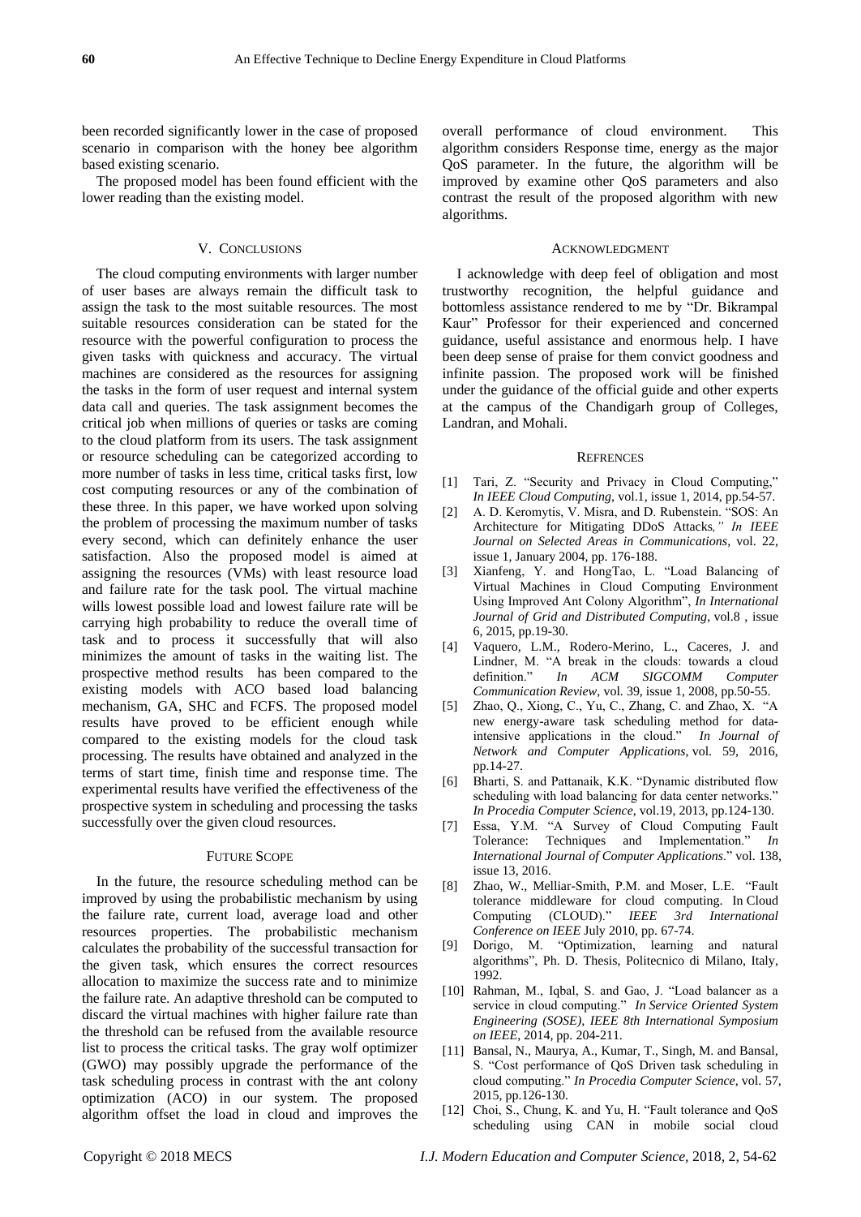been recorded significantly lower in the case of proposed scenario in comparison with the honey bee algorithm based existing scenario.

The proposed model has been found efficient with the lower reading than the existing model.

## V. Conclusions

The cloud computing environments with larger number of user bases are always remain the difficult task to assign the task to the most suitable resources. The most suitable resources consideration can be stated for the resource with the powerful configuration to process the given tasks with quickness and accuracy. The virtual machines are considered as the resources for assigning the tasks in the form of user request and internal system data call and queries. The task assignment becomes the critical job when millions of queries or tasks are coming to the cloud platform from its users. The task assignment or resource scheduling can be categorized according to more number of tasks in less time, critical tasks first, low cost computing resources or any of the combination of these three. In this paper, we have worked upon solving the problem of processing the maximum number of tasks every second, which can definitely enhance the user satisfaction. Also the proposed model is aimed at assigning the resources (VMs) with least resource load and failure rate for the task pool. The virtual machine wills lowest possible load and lowest failure rate will be carrying high probability to reduce the overall time of task and to process it successfully that will also minimizes the amount of tasks in the waiting list. The prospective method results has been compared to the existing models with ACO based load balancing mechanism, GA, SHC and FCFS. The proposed model results have proved to be efficient enough while compared to the existing models for the cloud task processing. The results have obtained and analyzed in the terms of start time, finish time and response time. The experimental results have verified the effectiveness of the prospective system in scheduling and processing the tasks successfully over the given cloud resources.

## Future Scope

In the future, the resource scheduling method can be improved by using the probabilistic mechanism by using the failure rate, current load, average load and other resources properties. The probabilistic mechanism calculates the probability of the successful transaction for the given task, which ensures the correct resources allocation to maximize the success rate and to minimize the failure rate. An adaptive threshold can be computed to discard the virtual machines with higher failure rate than the threshold can be refused from the available resource list to process the critical tasks. The gray wolf optimizer (GWO) may possibly upgrade the performance of the task scheduling process in contrast with the ant colony optimization (ACO) in our system. The proposed algorithm offset the load in cloud and improves the overall performance of cloud environment. This algorithm considers Response time, energy as the major QoS parameter. In the future, the algorithm will be improved by examine other QoS parameters and also contrast the result of the proposed algorithm with new algorithms.

## Acknowledgment

I acknowledge with deep feel of obligation and most trustworthy recognition, the helpful guidance and bottomless assistance rendered to me by "Dr. Bikrampal Kaur" Professor for their experienced and concerned guidance, useful assistance and enormous help. I have been deep sense of praise for them convict goodness and infinite passion. The proposed work will be finished under the guidance of the official guide and other experts at the campus of the Chandigarh group of Colleges, Landran, and Mohali.

## Refrences

[1] Tari, Z. "Security and Privacy in Cloud Computing," *In IEEE Cloud Computing*, vol.1, issue 1, 2014, pp.54-57.

[2] A. D. Keromytis, V. Misra, and D. Rubenstein. "SOS: An Architecture for Mitigating DDoS Attacks*," In IEEE Journal on Selected Areas in Communications*, vol. 22, issue 1, January 2004, pp. 176-188.

[3] Xianfeng, Y. and HongTao, L. "Load Balancing of Virtual Machines in Cloud Computing Environment Using Improved Ant Colony Algorithm", *In International Journal of Grid and Distributed Computing*, vol.8 , issue 6, 2015, pp.19-30.

[4] Vaquero, L.M., Rodero-Merino, L., Caceres, J. and Lindner, M. "A break in the clouds: towards a cloud definition." *In ACM SIGCOMM Computer Communication Review*, vol. 39, issue 1, 2008, pp.50-55.

[5] Zhao, Q., Xiong, C., Yu, C., Zhang, C. and Zhao, X. "A new energy-aware task scheduling method for data-intensive applications in the cloud." *In Journal of Network and Computer Applications*, vol. 59, 2016, pp.14-27.

[6] Bharti, S. and Pattanaik, K.K. "Dynamic distributed flow scheduling with load balancing for data center networks." *In Procedia Computer Science*, vol.19, 2013, pp.124-130.

[7] Essa, Y.M. "A Survey of Cloud Computing Fault Tolerance: Techniques and Implementation." *In International Journal of Computer Applications*." vol. 138, issue 13, 2016.

[8] Zhao, W., Melliar-Smith, P.M. and Moser, L.E. "Fault tolerance middleware for cloud computing. In Cloud Computing (CLOUD)." *IEEE 3rd International Conference on IEEE* July 2010, pp. 67-74.

[9] Dorigo, M. "Optimization, learning and natural algorithms", Ph. D. Thesis, Politecnico di Milano, Italy, 1992.

[10] Rahman, M., Iqbal, S. and Gao, J. "Load balancer as a service in cloud computing." *In Service Oriented System Engineering (SOSE), IEEE 8th International Symposium on IEEE*, 2014, pp. 204-211.

[11] Bansal, N., Maurya, A., Kumar, T., Singh, M. and Bansal, S. "Cost performance of QoS Driven task scheduling in cloud computing." *In Procedia Computer Science*, vol. 57, 2015, pp.126-130.

[12] Choi, S., Chung, K. and Yu, H. "Fault tolerance and QoS scheduling using CAN in mobile social cloud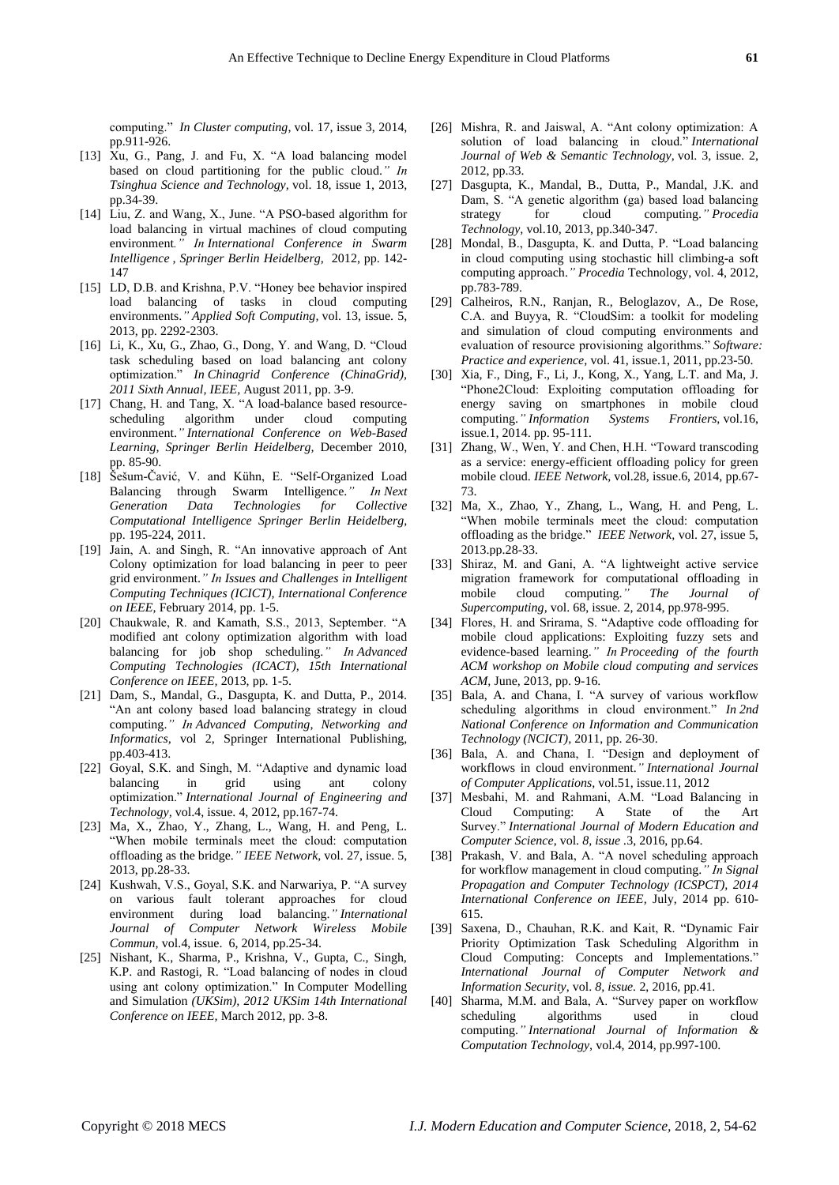computing." *In Cluster computing*, vol. 17, issue 3, 2014, pp.911-926.

[13] Xu, G., Pang, J. and Fu, X. "A load balancing model based on cloud partitioning for the public cloud.*" In Tsinghua Science and Technology,* vol. 18, issue 1, 2013, pp.34-39.

[14] Liu, Z. and Wang, X., June. "A PSO-based algorithm for load balancing in virtual machines of cloud computing environment*." In International Conference in Swarm Intelligence , Springer Berlin Heidelberg,* 2012, pp. 142-147

[15] LD, D.B. and Krishna, P.V. "Honey bee behavior inspired load balancing of tasks in cloud computing environments.*" Applied Soft Computing,* vol. 13, issue. 5, 2013, pp. 2292-2303.

[16] Li, K., Xu, G., Zhao, G., Dong, Y. and Wang, D. "Cloud task scheduling based on load balancing ant colony optimization." *In Chinagrid Conference (ChinaGrid), 2011 Sixth Annual, IEEE*, August 2011, pp. 3-9.

[17] Chang, H. and Tang, X. "A load-balance based resource-scheduling algorithm under cloud computing environment.*" International Conference on Web-Based Learning, Springer Berlin Heidelberg,* December 2010, pp. 85-90.

[18] Šešum-Čavić, V. and Kühn, E. "Self-Organized Load Balancing through Swarm Intelligence.*" In Next Generation Data Technologies for Collective Computational Intelligence Springer Berlin Heidelberg,* pp. 195-224, 2011.

[19] Jain, A. and Singh, R. "An innovative approach of Ant Colony optimization for load balancing in peer to peer grid environment.*" In Issues and Challenges in Intelligent Computing Techniques (ICICT), International Conference on IEEE,* February 2014, pp. 1-5.

[20] Chaukwale, R. and Kamath, S.S., 2013, September. "A modified ant colony optimization algorithm with load balancing for job shop scheduling.*" In Advanced Computing Technologies (ICACT), 15th International Conference on IEEE,* 2013, pp. 1-5.

[21] Dam, S., Mandal, G., Dasgupta, K. and Dutta, P., 2014. "An ant colony based load balancing strategy in cloud computing.*" In Advanced Computing, Networking and Informatics,* vol 2, Springer International Publishing, pp.403-413.

[22] Goyal, S.K. and Singh, M. "Adaptive and dynamic load balancing in grid using ant colony optimization." *International Journal of Engineering and Technology,* vol.4, issue. 4, 2012, pp.167-74.

[23] Ma, X., Zhao, Y., Zhang, L., Wang, H. and Peng, L. "When mobile terminals meet the cloud: computation offloading as the bridge.*" IEEE Network,* vol. 27, issue. 5, 2013, pp.28-33.

[24] Kushwah, V.S., Goyal, S.K. and Narwariya, P. "A survey on various fault tolerant approaches for cloud environment during load balancing.*" International Journal of Computer Network Wireless Mobile Commun,* vol.4, issue. 6, 2014, pp.25-34.

[25] Nishant, K., Sharma, P., Krishna, V., Gupta, C., Singh, K.P. and Rastogi, R. "Load balancing of nodes in cloud using ant colony optimization." In Computer Modelling and Simulation *(UKSim), 2012 UKSim 14th International Conference on IEEE,* March 2012, pp. 3-8.

[26] Mishra, R. and Jaiswal, A. "Ant colony optimization: A solution of load balancing in cloud." *International Journal of Web & Semantic Technology,* vol. 3, issue. 2, 2012, pp.33.

[27] Dasgupta, K., Mandal, B., Dutta, P., Mandal, J.K. and Dam, S. "A genetic algorithm (ga) based load balancing strategy for cloud computing.*" Procedia Technology,* vol.10, 2013, pp.340-347.

[28] Mondal, B., Dasgupta, K. and Dutta, P. "Load balancing in cloud computing using stochastic hill climbing-a soft computing approach.*" Procedia* Technology, vol. 4, 2012, pp.783-789.

[29] Calheiros, R.N., Ranjan, R., Beloglazov, A., De Rose, C.A. and Buyya, R. "CloudSim: a toolkit for modeling and simulation of cloud computing environments and evaluation of resource provisioning algorithms." *Software: Practice and experience,* vol. 41, issue.1, 2011, pp.23-50.

[30] Xia, F., Ding, F., Li, J., Kong, X., Yang, L.T. and Ma, J. "Phone2Cloud: Exploiting computation offloading for energy saving on smartphones in mobile cloud computing.*" Information Systems Frontiers,* vol.16, issue.1, 2014. pp. 95-111.

[31] Zhang, W., Wen, Y. and Chen, H.H. "Toward transcoding as a service: energy-efficient offloading policy for green mobile cloud. *IEEE Network,* vol.28, issue.6, 2014, pp.67-73.

[32] Ma, X., Zhao, Y., Zhang, L., Wang, H. and Peng, L. "When mobile terminals meet the cloud: computation offloading as the bridge." *IEEE Network,* vol. 27, issue 5, 2013.pp.28-33.

[33] Shiraz, M. and Gani, A. "A lightweight active service migration framework for computational offloading in mobile cloud computing.*" The Journal of Supercomputing,* vol. 68, issue. 2, 2014, pp.978-995.

[34] Flores, H. and Srirama, S. "Adaptive code offloading for mobile cloud applications: Exploiting fuzzy sets and evidence-based learning.*" In Proceeding of the fourth ACM workshop on Mobile cloud computing and services ACM,* June, 2013, pp. 9-16.

[35] Bala, A. and Chana, I. "A survey of various workflow scheduling algorithms in cloud environment." *In 2nd National Conference on Information and Communication Technology (NCICT),* 2011, pp. 26-30.

[36] Bala, A. and Chana, I. "Design and deployment of workflows in cloud environment.*" International Journal of Computer Applications,* vol.51, issue.11, 2012

[37] Mesbahi, M. and Rahmani, A.M. "Load Balancing in Cloud Computing: A State of the Art Survey." *International Journal of Modern Education and Computer Science,* vol. *8, issue* .3, 2016, pp.64.

[38] Prakash, V. and Bala, A. "A novel scheduling approach for workflow management in cloud computing.*" In Signal Propagation and Computer Technology (ICSPCT), 2014 International Conference on IEEE,* July, 2014 pp. 610-615.

[39] Saxena, D., Chauhan, R.K. and Kait, R. "Dynamic Fair Priority Optimization Task Scheduling Algorithm in Cloud Computing: Concepts and Implementations." *International Journal of Computer Network and Information Security,* vol. *8, issue.* 2, 2016, pp.41.

[40] Sharma, M.M. and Bala, A. "Survey paper on workflow scheduling algorithms used in cloud computing.*" International Journal of Information & Computation Technology,* vol.4, 2014, pp.997-100.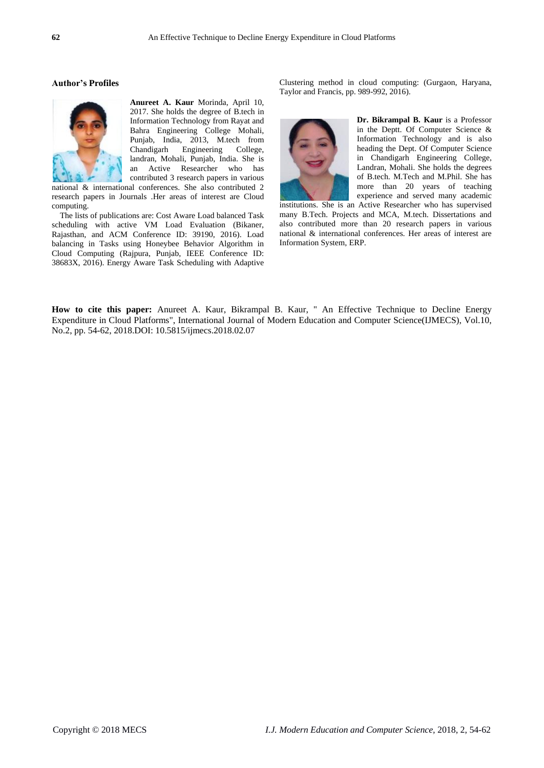**Author's Profiles**

**Anureet A. Kaur** Morinda, April 10, 2017. She holds the degree of B.tech in Information Technology from Rayat and Bahra Engineering College Mohali, Punjab, India, 2013, M.tech from Chandigarh Engineering College, landran, Mohali, Punjab, India. She is an Active Researcher who has contributed 3 research papers in various national & international conferences. She also contributed 2 research papers in Journals .Her areas of interest are Cloud computing.

The lists of publications are: Cost Aware Load balanced Task scheduling with active VM Load Evaluation (Bikaner, Rajasthan, and ACM Conference ID: 39190, 2016). Load balancing in Tasks using Honeybee Behavior Algorithm in Cloud Computing (Rajpura, Punjab, IEEE Conference ID: 38683X, 2016). Energy Aware Task Scheduling with Adaptive Clustering method in cloud computing: (Gurgaon, Haryana, Taylor and Francis, pp. 989-992, 2016).

**Dr. Bikrampal B. Kaur** is a Professor in the Deptt. Of Computer Science & Information Technology and is also heading the Dept. Of Computer Science in Chandigarh Engineering College, Landran, Mohali. She holds the degrees of B.tech. M.Tech and M.Phil. She has more than 20 years of teaching experience and served many academic institutions. She is an Active Researcher who has supervised many B.Tech. Projects and MCA, M.tech. Dissertations and also contributed more than 20 research papers in various national & international conferences. Her areas of interest are Information System, ERP.

**How to cite this paper:** Anureet A. Kaur, Bikrampal B. Kaur, " An Effective Technique to Decline Energy Expenditure in Cloud Platforms", International Journal of Modern Education and Computer Science(IJMECS), Vol.10, No.2, pp. 54-62, 2018.DOI: 10.5815/ijmecs.2018.02.07